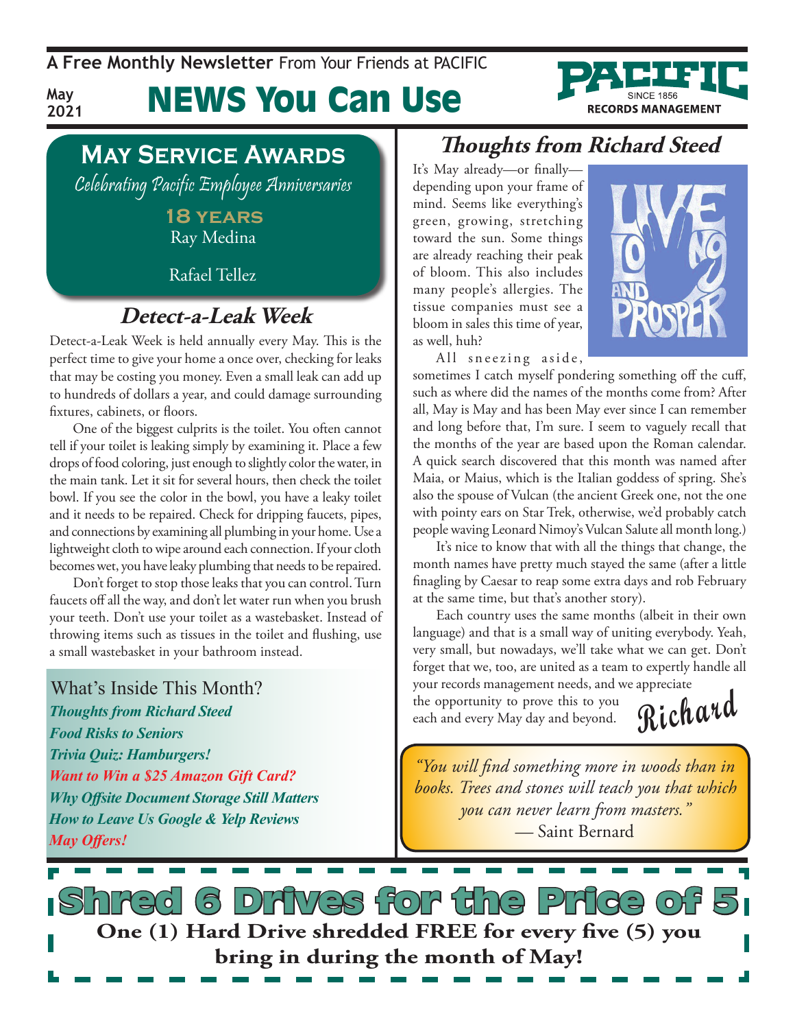A Free Monthly Newsletter From Your Friends at PACIFIC

May 2021

# NEWS You Can Use

PACIFIC SINCE 1856 RECORDS MANAGEMENT

## May Service Awards

*Celebrating Pacific Employee Anniversaries*

**18 YEARS**

Ray Medina

Rafael Tellez

## Detect-a-Leak Week

Detect-a-Leak Week is held annually every May. This is the perfect time to give your home a once over, checking for leaks that may be costing you money. Even a small leak can add up to hundreds of dollars a year, and could damage surrounding fixtures, cabinets, or floors.

One of the biggest culprits is the toilet. You often cannot tell if your toilet is leaking simply by examining it. Place a few drops of food coloring, just enough to slightly color the water, in the main tank. Let it sit for several hours, then check the toilet bowl. If you see the color in the bowl, you have a leaky toilet and it needs to be repaired. Check for dripping faucets, pipes, and connections by examining all plumbing in your home. Use a lightweight cloth to wipe around each connection. If your cloth becomes wet, you have leaky plumbing that needs to be repaired.

Don't forget to stop those leaks that you can control. Turn faucets off all the way, and don't let water run when you brush your teeth. Don't use your toilet as a wastebasket. Instead of throwing items such as tissues in the toilet and flushing, use a small wastebasket in your bathroom instead.

### What's Inside This Month?

*Thoughts from Richard Steed*
*Food Risks to Seniors*
*Trivia Quiz: Hamburgers!*
*Want to Win a $25 Amazon Gift Card?*
*Why Offsite Document Storage Still Matters*
*How to Leave Us Google & Yelp Reviews*
*May Offers!*

## Thoughts from Richard Steed

It's May already—or finally—depending upon your frame of mind. Seems like everything's green, growing, stretching toward the sun. Some things are already reaching their peak of bloom. This also includes many people's allergies. The tissue companies must see a bloom in sales this time of year, as well, huh?

All sneezing aside, sometimes I catch myself pondering something off the cuff, such as where did the names of the months come from? After all, May is May and has been May ever since I can remember and long before that, I'm sure. I seem to vaguely recall that the months of the year are based upon the Roman calendar. A quick search discovered that this month was named after Maia, or Maius, which is the Italian goddess of spring. She's also the spouse of Vulcan (the ancient Greek one, not the one with pointy ears on Star Trek, otherwise, we'd probably catch people waving Leonard Nimoy's Vulcan Salute all month long.)

It's nice to know that with all the things that change, the month names have pretty much stayed the same (after a little finagling by Caesar to reap some extra days and rob February at the same time, but that's another story).

Each country uses the same months (albeit in their own language) and that is a small way of uniting everybody. Yeah, very small, but nowadays, we'll take what we can get. Don't forget that we, too, are united as a team to expertly handle all your records management needs, and we appreciate the opportunity to prove this to you each and every May day and beyond.

Richard

*"You will find something more in woods than in books. Trees and stones will teach you that which you can never learn from masters."*
— Saint Bernard

## Shred 6 Drives for the Price of 5

**One (1) Hard Drive shredded FREE for every five (5) you bring in during the month of May!**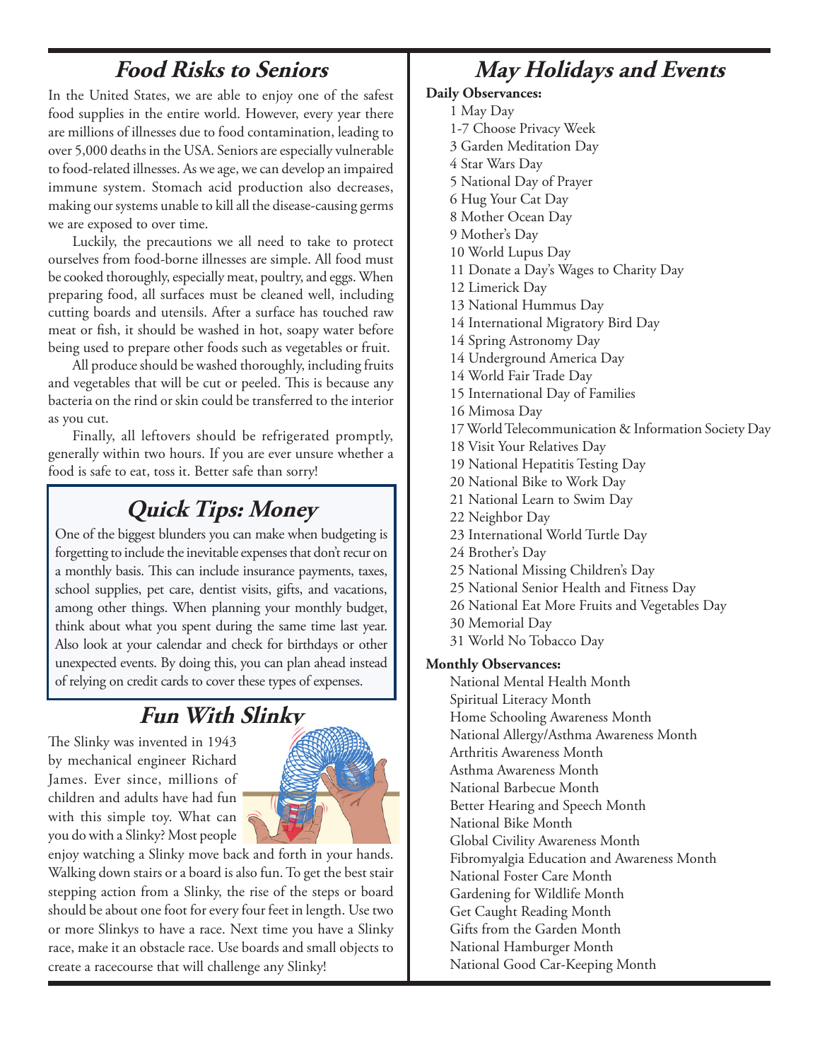## Food Risks to Seniors

In the United States, we are able to enjoy one of the safest food supplies in the entire world. However, every year there are millions of illnesses due to food contamination, leading to over 5,000 deaths in the USA. Seniors are especially vulnerable to food-related illnesses. As we age, we can develop an impaired immune system. Stomach acid production also decreases, making our systems unable to kill all the disease-causing germs we are exposed to over time.

Luckily, the precautions we all need to take to protect ourselves from food-borne illnesses are simple. All food must be cooked thoroughly, especially meat, poultry, and eggs. When preparing food, all surfaces must be cleaned well, including cutting boards and utensils. After a surface has touched raw meat or fish, it should be washed in hot, soapy water before being used to prepare other foods such as vegetables or fruit.

All produce should be washed thoroughly, including fruits and vegetables that will be cut or peeled. This is because any bacteria on the rind or skin could be transferred to the interior as you cut.

Finally, all leftovers should be refrigerated promptly, generally within two hours. If you are ever unsure whether a food is safe to eat, toss it. Better safe than sorry!

## Quick Tips: Money

One of the biggest blunders you can make when budgeting is forgetting to include the inevitable expenses that don't recur on a monthly basis. This can include insurance payments, taxes, school supplies, pet care, dentist visits, gifts, and vacations, among other things. When planning your monthly budget, think about what you spent during the same time last year. Also look at your calendar and check for birthdays or other unexpected events. By doing this, you can plan ahead instead of relying on credit cards to cover these types of expenses.

## Fun With Slinky

The Slinky was invented in 1943 by mechanical engineer Richard James. Ever since, millions of children and adults have had fun with this simple toy. What can you do with a Slinky? Most people enjoy watching a Slinky move back and forth in your hands. Walking down stairs or a board is also fun. To get the best stair stepping action from a Slinky, the rise of the steps or board should be about one foot for every four feet in length. Use two or more Slinkys to have a race. Next time you have a Slinky race, make it an obstacle race. Use boards and small objects to create a racecourse that will challenge any Slinky!

## May Holidays and Events

**Daily Observances:**

1 May Day
1-7 Choose Privacy Week
3 Garden Meditation Day
4 Star Wars Day
5 National Day of Prayer
6 Hug Your Cat Day
8 Mother Ocean Day
9 Mother's Day
10 World Lupus Day
11 Donate a Day's Wages to Charity Day
12 Limerick Day
13 National Hummus Day
14 International Migratory Bird Day
14 Spring Astronomy Day
14 Underground America Day
14 World Fair Trade Day
15 International Day of Families
16 Mimosa Day
17 World Telecommunication & Information Society Day
18 Visit Your Relatives Day
19 National Hepatitis Testing Day
20 National Bike to Work Day
21 National Learn to Swim Day
22 Neighbor Day
23 International World Turtle Day
24 Brother's Day
25 National Missing Children's Day
25 National Senior Health and Fitness Day
26 National Eat More Fruits and Vegetables Day
30 Memorial Day
31 World No Tobacco Day

**Monthly Observances:**

National Mental Health Month
Spiritual Literacy Month
Home Schooling Awareness Month
National Allergy/Asthma Awareness Month
Arthritis Awareness Month
Asthma Awareness Month
National Barbecue Month
Better Hearing and Speech Month
National Bike Month
Global Civility Awareness Month
Fibromyalgia Education and Awareness Month
National Foster Care Month
Gardening for Wildlife Month
Get Caught Reading Month
Gifts from the Garden Month
National Hamburger Month
National Good Car-Keeping Month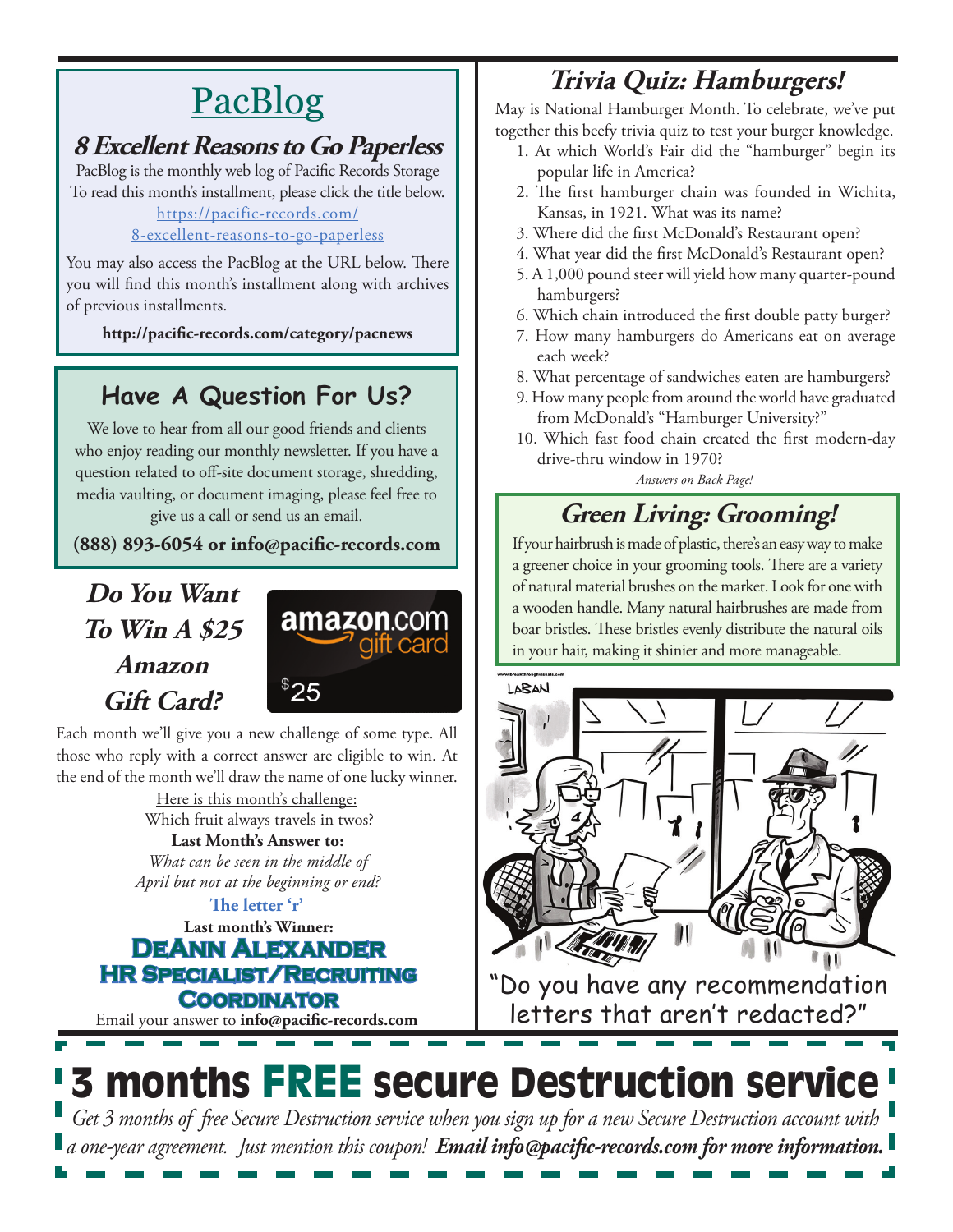# PacBlog

## 8 Excellent Reasons to Go Paperless

PacBlog is the monthly web log of Pacific Records Storage
To read this month's installment, please click the title below.
https://pacific-records.com/8-excellent-reasons-to-go-paperless

You may also access the PacBlog at the URL below. There you will find this month's installment along with archives of previous installments.

**http://pacific-records.com/category/pacnews**

## Have A Question For Us?

We love to hear from all our good friends and clients who enjoy reading our monthly newsletter. If you have a question related to off-site document storage, shredding, media vaulting, or document imaging, please feel free to give us a call or send us an email.

**(888) 893-6054 or info@pacific-records.com**

## *Do You Want To Win A $25 Amazon Gift Card?*

amazon.com gift card $25

Each month we'll give you a new challenge of some type. All those who reply with a correct answer are eligible to win. At the end of the month we'll draw the name of one lucky winner.

Here is this month's challenge:
Which fruit always travels in twos?

**Last Month's Answer to:**
*What can be seen in the middle of April but not at the beginning or end?*

**The letter 'r'**

**Last month's Winner:**
**DeAnn Alexander**
**HR Specialist/Recruiting Coordinator**

Email your answer to **info@pacific-records.com**

## *Trivia Quiz: Hamburgers!*

May is National Hamburger Month. To celebrate, we've put together this beefy trivia quiz to test your burger knowledge.

1. At which World's Fair did the "hamburger" begin its popular life in America?
2. The first hamburger chain was founded in Wichita, Kansas, in 1921. What was its name?
3. Where did the first McDonald's Restaurant open?
4. What year did the first McDonald's Restaurant open?
5. A 1,000 pound steer will yield how many quarter-pound hamburgers?
6. Which chain introduced the first double patty burger?
7. How many hamburgers do Americans eat on average each week?
8. What percentage of sandwiches eaten are hamburgers?
9. How many people from around the world have graduated from McDonald's "Hamburger University?"
10. Which fast food chain created the first modern-day drive-thru window in 1970?

*Answers on Back Page!*

## *Green Living: Grooming!*

If your hairbrush is made of plastic, there's an easy way to make a greener choice in your grooming tools. There are a variety of natural material brushes on the market. Look for one with a wooden handle. Many natural hairbrushes are made from boar bristles. These bristles evenly distribute the natural oils in your hair, making it shinier and more manageable.

"Do you have any recommendation letters that aren't redacted?"

# 3 months FREE secure Destruction service

*Get 3 months of free Secure Destruction service when you sign up for a new Secure Destruction account with a one-year agreement. Just mention this coupon!* ***Email info@pacific-records.com for more information.***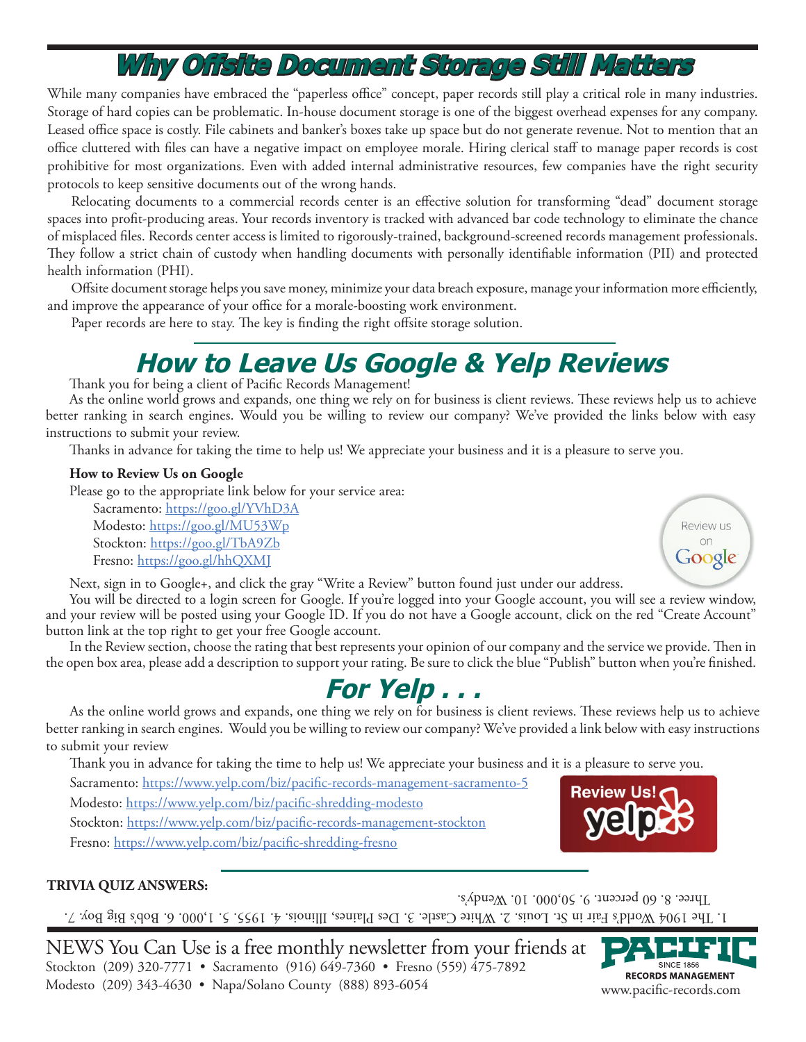# Why Offsite Document Storage Still Matters

While many companies have embraced the "paperless office" concept, paper records still play a critical role in many industries. Storage of hard copies can be problematic. In-house document storage is one of the biggest overhead expenses for any company. Leased office space is costly. File cabinets and banker's boxes take up space but do not generate revenue. Not to mention that an office cluttered with files can have a negative impact on employee morale. Hiring clerical staff to manage paper records is cost prohibitive for most organizations. Even with added internal administrative resources, few companies have the right security protocols to keep sensitive documents out of the wrong hands.

Relocating documents to a commercial records center is an effective solution for transforming "dead" document storage spaces into profit-producing areas. Your records inventory is tracked with advanced bar code technology to eliminate the chance of misplaced files. Records center access is limited to rigorously-trained, background-screened records management professionals. They follow a strict chain of custody when handling documents with personally identifiable information (PII) and protected health information (PHI).

Offsite document storage helps you save money, minimize your data breach exposure, manage your information more efficiently, and improve the appearance of your office for a morale-boosting work environment.

Paper records are here to stay. The key is finding the right offsite storage solution.

# How to Leave Us Google & Yelp Reviews

Thank you for being a client of Pacific Records Management!

As the online world grows and expands, one thing we rely on for business is client reviews. These reviews help us to achieve better ranking in search engines. Would you be willing to review our company? We've provided the links below with easy instructions to submit your review.

Thanks in advance for taking the time to help us! We appreciate your business and it is a pleasure to serve you.

**How to Review Us on Google**

Please go to the appropriate link below for your service area:

Sacramento: https://goo.gl/YVhD3A
Modesto: https://goo.gl/MU53Wp
Stockton: https://goo.gl/TbA9Zb
Fresno: https://goo.gl/hhQXMJ

Review us on Google

Next, sign in to Google+, and click the gray "Write a Review" button found just under our address.

You will be directed to a login screen for Google. If you're logged into your Google account, you will see a review window, and your review will be posted using your Google ID. If you do not have a Google account, click on the red "Create Account" button link at the top right to get your free Google account.

In the Review section, choose the rating that best represents your opinion of our company and the service we provide. Then in the open box area, please add a description to support your rating. Be sure to click the blue "Publish" button when you're finished.

## For Yelp . . .

As the online world grows and expands, one thing we rely on for business is client reviews. These reviews help us to achieve better ranking in search engines. Would you be willing to review our company? We've provided a link below with easy instructions to submit your review

Thank you in advance for taking the time to help us! We appreciate your business and it is a pleasure to serve you.

Sacramento: https://www.yelp.com/biz/pacific-records-management-sacramento-5
Modesto: https://www.yelp.com/biz/pacific-shredding-modesto
Stockton: https://www.yelp.com/biz/pacific-records-management-stockton
Fresno: https://www.yelp.com/biz/pacific-shredding-fresno

Review Us! yelp

**TRIVIA QUIZ ANSWERS:**

1. The 1904 World's Fair in St. Louis. 2. White Castle. 3. Des Plaines, Illinois. 4. 1955. 5. 1,000. 6. Bob's Big Boy. 7. Three. 8. 60 percent. 9. 50,000. 10. Wendy's.

NEWS You Can Use is a free monthly newsletter from your friends at
Stockton (209) 320-7771 • Sacramento (916) 649-7360 • Fresno (559) 475-7892
Modesto (209) 343-4630 • Napa/Solano County (888) 893-6054

PACIFIC SINCE 1856 RECORDS MANAGEMENT
www.pacific-records.com